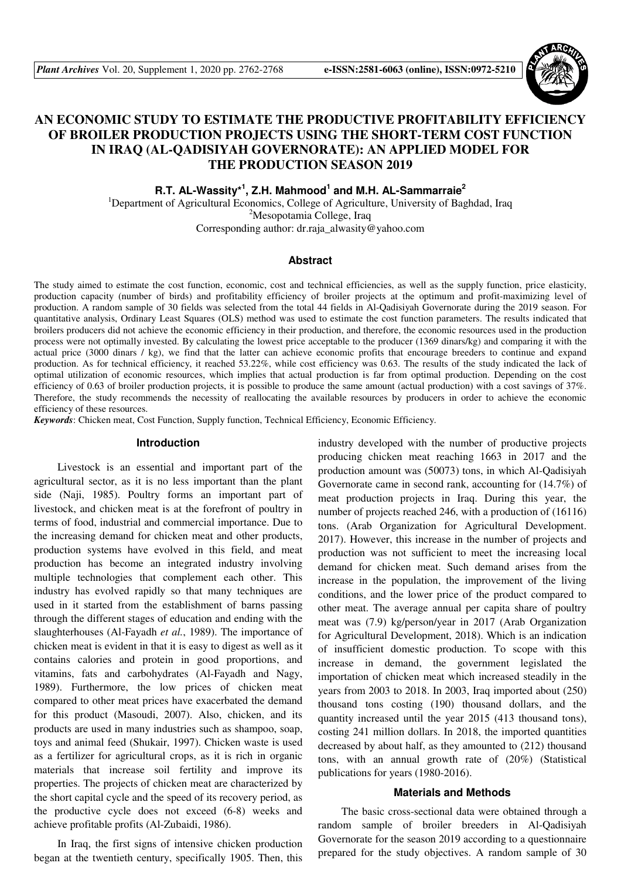# AN ECONOMIC STUDY TO ESTIMATE THE PRODUCTIVE PROFITABILITY EFFICIENCY OF BROILER PRODUCTION PROJECTS USING THE SHORT-TERM COST FUNCTION IN IRAQ (AL-QADISIYAH GOVERNORATE): AN APPLIED MODEL FOR THE PRODUCTION SEASON 2019

**R.T. AL-Wassity*[1], Z.H. Mahmood[1] and M.H. AL-Sammarraie[2]**

[1]Department of Agricultural Economics, College of Agriculture, University of Baghdad, Iraq
[2]Mesopotamia College, Iraq
Corresponding author: dr.raja_alwasity@yahoo.com

## Abstract

The study aimed to estimate the cost function, economic, cost and technical efficiencies, as well as the supply function, price elasticity, production capacity (number of birds) and profitability efficiency of broiler projects at the optimum and profit-maximizing level of production. A random sample of 30 fields was selected from the total 44 fields in Al-Qadisiyah Governorate during the 2019 season. For quantitative analysis, Ordinary Least Squares (OLS) method was used to estimate the cost function parameters. The results indicated that broilers producers did not achieve the economic efficiency in their production, and therefore, the economic resources used in the production process were not optimally invested. By calculating the lowest price acceptable to the producer (1369 dinars/kg) and comparing it with the actual price (3000 dinars / kg), we find that the latter can achieve economic profits that encourage breeders to continue and expand production. As for technical efficiency, it reached 53.22%, while cost efficiency was 0.63. The results of the study indicated the lack of optimal utilization of economic resources, which implies that actual production is far from optimal production. Depending on the cost efficiency of 0.63 of broiler production projects, it is possible to produce the same amount (actual production) with a cost savings of 37%. Therefore, the study recommends the necessity of reallocating the available resources by producers in order to achieve the economic efficiency of these resources.

***Keywords***: Chicken meat, Cost Function, Supply function, Technical Efficiency, Economic Efficiency.

## Introduction

Livestock is an essential and important part of the agricultural sector, as it is no less important than the plant side (Naji, 1985). Poultry forms an important part of livestock, and chicken meat is at the forefront of poultry in terms of food, industrial and commercial importance. Due to the increasing demand for chicken meat and other products, production systems have evolved in this field, and meat production has become an integrated industry involving multiple technologies that complement each other. This industry has evolved rapidly so that many techniques are used in it started from the establishment of barns passing through the different stages of education and ending with the slaughterhouses (Al-Fayadh *et al.*, 1989). The importance of chicken meat is evident in that it is easy to digest as well as it contains calories and protein in good proportions, and vitamins, fats and carbohydrates (Al-Fayadh and Nagy, 1989). Furthermore, the low prices of chicken meat compared to other meat prices have exacerbated the demand for this product (Masoudi, 2007). Also, chicken, and its products are used in many industries such as shampoo, soap, toys and animal feed (Shukair, 1997). Chicken waste is used as a fertilizer for agricultural crops, as it is rich in organic materials that increase soil fertility and improve its properties. The projects of chicken meat are characterized by the short capital cycle and the speed of its recovery period, as the productive cycle does not exceed (6-8) weeks and achieve profitable profits (Al-Zubaidi, 1986).

In Iraq, the first signs of intensive chicken production began at the twentieth century, specifically 1905. Then, this industry developed with the number of productive projects producing chicken meat reaching 1663 in 2017 and the production amount was (50073) tons, in which Al-Qadisiyah Governorate came in second rank, accounting for (14.7%) of meat production projects in Iraq. During this year, the number of projects reached 246, with a production of (16116) tons. (Arab Organization for Agricultural Development. 2017). However, this increase in the number of projects and production was not sufficient to meet the increasing local demand for chicken meat. Such demand arises from the increase in the population, the improvement of the living conditions, and the lower price of the product compared to other meat. The average annual per capita share of poultry meat was (7.9) kg/person/year in 2017 (Arab Organization for Agricultural Development, 2018). Which is an indication of insufficient domestic production. To scope with this increase in demand, the government legislated the importation of chicken meat which increased steadily in the years from 2003 to 2018. In 2003, Iraq imported about (250) thousand tons costing (190) thousand dollars, and the quantity increased until the year 2015 (413 thousand tons), costing 241 million dollars. In 2018, the imported quantities decreased by about half, as they amounted to (212) thousand tons, with an annual growth rate of (20%) (Statistical publications for years (1980-2016).

## Materials and Methods

The basic cross-sectional data were obtained through a random sample of broiler breeders in Al-Qadisiyah Governorate for the season 2019 according to a questionnaire prepared for the study objectives. A random sample of 30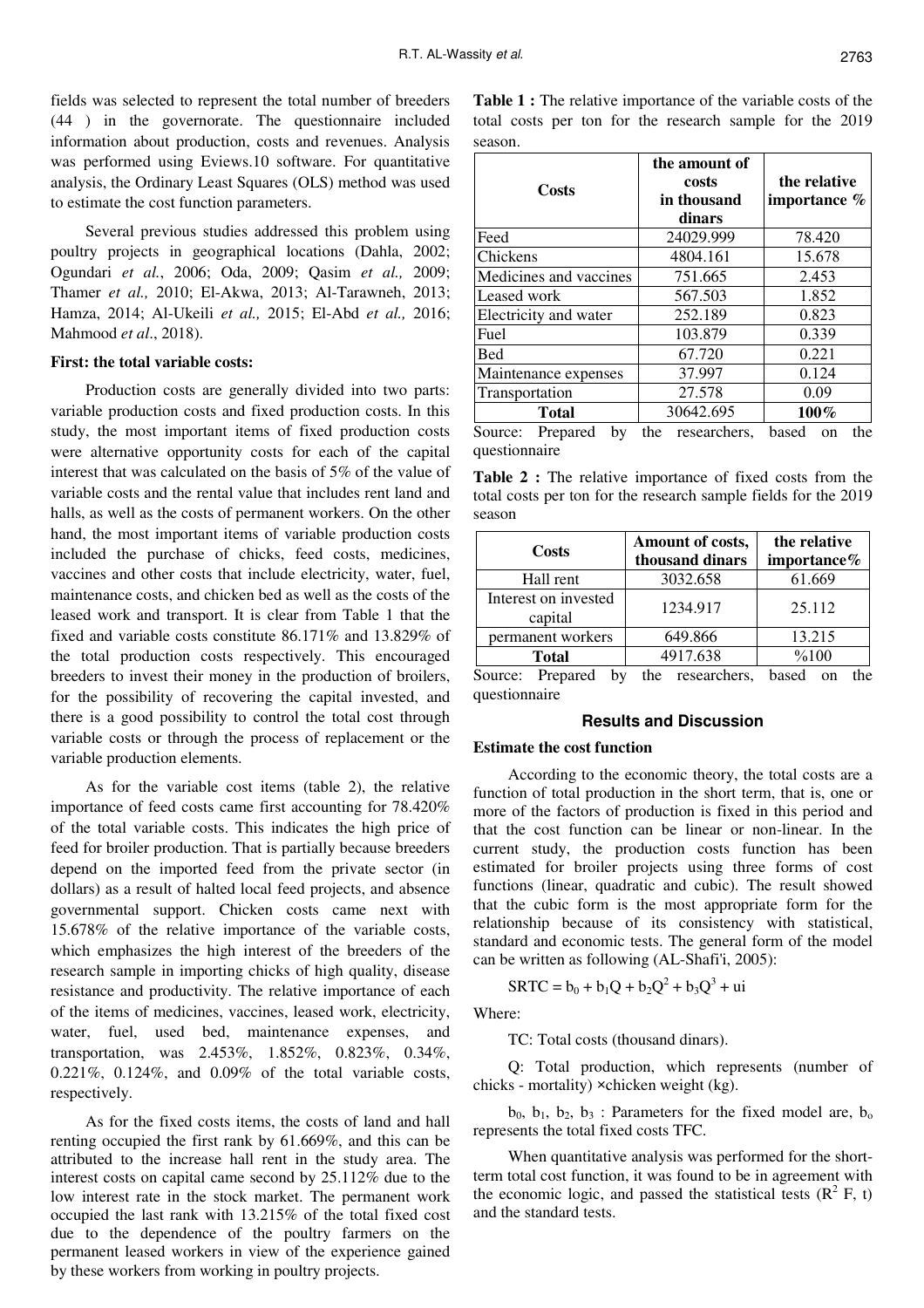fields was selected to represent the total number of breeders (44 ) in the governorate. The questionnaire included information about production, costs and revenues. Analysis was performed using Eviews.10 software. For quantitative analysis, the Ordinary Least Squares (OLS) method was used to estimate the cost function parameters.

Several previous studies addressed this problem using poultry projects in geographical locations (Dahla, 2002; Ogundari *et al.*, 2006; Oda, 2009; Qasim *et al.,* 2009; Thamer *et al.,* 2010; El-Akwa, 2013; Al-Tarawneh, 2013; Hamza, 2014; Al-Ukeili *et al.,* 2015; El-Abd *et al.,* 2016; Mahmood *et al*., 2018).

**First: the total variable costs:**

Production costs are generally divided into two parts: variable production costs and fixed production costs. In this study, the most important items of fixed production costs were alternative opportunity costs for each of the capital interest that was calculated on the basis of 5% of the value of variable costs and the rental value that includes rent land and halls, as well as the costs of permanent workers. On the other hand, the most important items of variable production costs included the purchase of chicks, feed costs, medicines, vaccines and other costs that include electricity, water, fuel, maintenance costs, and chicken bed as well as the costs of the leased work and transport. It is clear from Table 1 that the fixed and variable costs constitute 86.171% and 13.829% of the total production costs respectively. This encouraged breeders to invest their money in the production of broilers, for the possibility of recovering the capital invested, and there is a good possibility to control the total cost through variable costs or through the process of replacement or the variable production elements.

As for the variable cost items (table 2), the relative importance of feed costs came first accounting for 78.420% of the total variable costs. This indicates the high price of feed for broiler production. That is partially because breeders depend on the imported feed from the private sector (in dollars) as a result of halted local feed projects, and absence governmental support. Chicken costs came next with 15.678% of the relative importance of the variable costs, which emphasizes the high interest of the breeders of the research sample in importing chicks of high quality, disease resistance and productivity. The relative importance of each of the items of medicines, vaccines, leased work, electricity, water, fuel, used bed, maintenance expenses, and transportation, was 2.453%, 1.852%, 0.823%, 0.34%, 0.221%, 0.124%, and 0.09% of the total variable costs, respectively.

As for the fixed costs items, the costs of land and hall renting occupied the first rank by 61.669%, and this can be attributed to the increase hall rent in the study area. The interest costs on capital came second by 25.112% due to the low interest rate in the stock market. The permanent work occupied the last rank with 13.215% of the total fixed cost due to the dependence of the poultry farmers on the permanent leased workers in view of the experience gained by these workers from working in poultry projects.

**Table 1 :** The relative importance of the variable costs of the total costs per ton for the research sample for the 2019 season.

| Costs | the amount of costs in thousand dinars | the relative importance % |
|---|---|---|
| Feed | 24029.999 | 78.420 |
| Chickens | 4804.161 | 15.678 |
| Medicines and vaccines | 751.665 | 2.453 |
| Leased work | 567.503 | 1.852 |
| Electricity and water | 252.189 | 0.823 |
| Fuel | 103.879 | 0.339 |
| Bed | 67.720 | 0.221 |
| Maintenance expenses | 37.997 | 0.124 |
| Transportation | 27.578 | 0.09 |
| **Total** | 30642.695 | **100%** |

Source: Prepared by the researchers, based on the questionnaire

**Table 2 :** The relative importance of fixed costs from the total costs per ton for the research sample fields for the 2019 season

| Costs | Amount of costs, thousand dinars | the relative importance% |
|---|---|---|
| Hall rent | 3032.658 | 61.669 |
| Interest on invested capital | 1234.917 | 25.112 |
| permanent workers | 649.866 | 13.215 |
| **Total** | 4917.638 | %100 |

Source: Prepared by the researchers, based on the questionnaire

## Results and Discussion

**Estimate the cost function**

According to the economic theory, the total costs are a function of total production in the short term, that is, one or more of the factors of production is fixed in this period and that the cost function can be linear or non-linear. In the current study, the production costs function has been estimated for broiler projects using three forms of cost functions (linear, quadratic and cubic). The result showed that the cubic form is the most appropriate form for the relationship because of its consistency with statistical, standard and economic tests. The general form of the model can be written as following (AL-Shafi'i, 2005):

$$SRTC = b_0 + b_1Q + b_2Q^2 + b_3Q^3 + ui$$

Where:

TC: Total costs (thousand dinars).

Q: Total production, which represents (number of chicks - mortality) ×chicken weight (kg).

$b_0$, $b_1$, $b_2$, $b_3$ : Parameters for the fixed model are, $b_o$ represents the total fixed costs TFC.

When quantitative analysis was performed for the short-term total cost function, it was found to be in agreement with the economic logic, and passed the statistical tests ($R^2$ F, t) and the standard tests.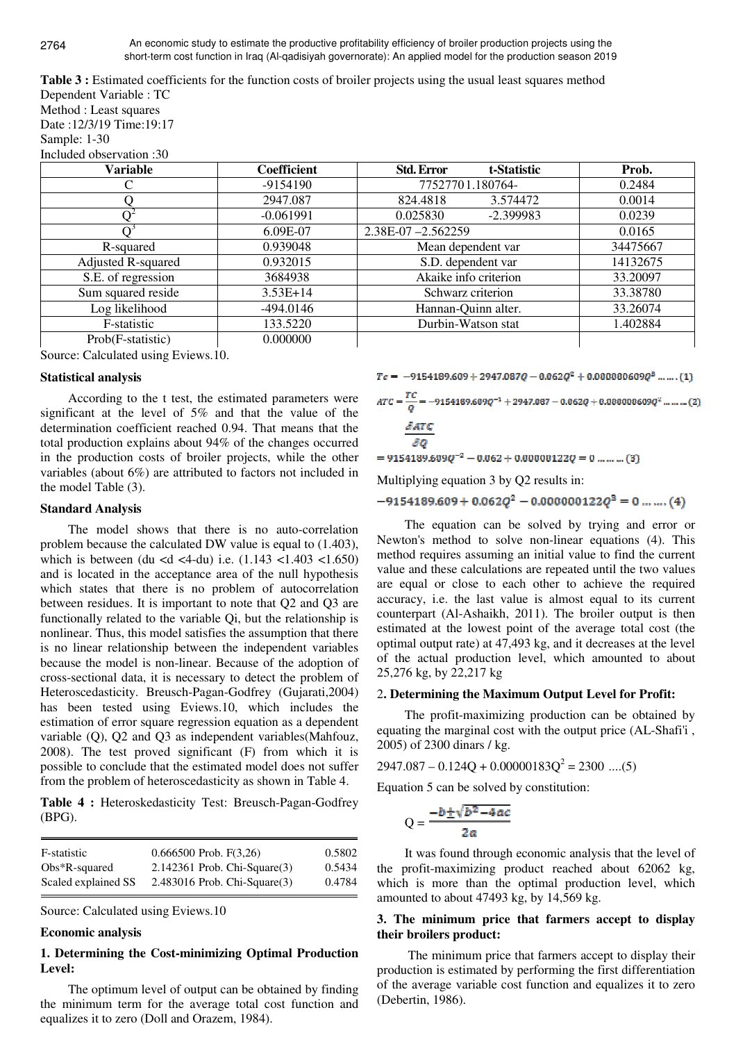**Table 3 :** Estimated coefficients for the function costs of broiler projects using the usual least squares method
Dependent Variable : TC
Method : Least squares
Date :12/3/19 Time:19:17
Sample: 1-30
Included observation :30

| Variable | Coefficient | Std. Error | t-Statistic | Prob. |
|---|---|---|---|---|
| C | -9154190 | 7752770 | 1.180764- | 0.2484 |
| Q | 2947.087 | 824.4818 | 3.574472 | 0.0014 |
| $Q^2$ | -0.061991 | 0.025830 | -2.399983 | 0.0239 |
| $Q^3$ | 6.09E-07 | 2.38E-07 | –2.562259 | 0.0165 |
| R-squared | 0.939048 | Mean dependent var | | 34475667 |
| Adjusted R-squared | 0.932015 | S.D. dependent var | | 14132675 |
| S.E. of regression | 3684938 | Akaike info criterion | | 33.20097 |
| Sum squared reside | 3.53E+14 | Schwarz criterion | | 33.38780 |
| Log likelihood | -494.0146 | Hannan-Quinn alter. | | 33.26074 |
| F-statistic | 133.5220 | Durbin-Watson stat | | 1.402884 |
| Prob(F-statistic) | 0.000000 | | | |

Source: Calculated using Eviews.10.

### Statistical analysis

According to the t test, the estimated parameters were significant at the level of 5% and that the value of the determination coefficient reached 0.94. That means that the total production explains about 94% of the changes occurred in the production costs of broiler projects, while the other variables (about 6%) are attributed to factors not included in the model Table (3).

### Standard Analysis

The model shows that there is no auto-correlation problem because the calculated DW value is equal to (1.403), which is between (du <d <4-du) i.e. (1.143 <1.403 <1.650) and is located in the acceptance area of the null hypothesis which states that there is no problem of autocorrelation between residues. It is important to note that Q2 and Q3 are functionally related to the variable Qi, but the relationship is nonlinear. Thus, this model satisfies the assumption that there is no linear relationship between the independent variables because the model is non-linear. Because of the adoption of cross-sectional data, it is necessary to detect the problem of Heteroscedasticity. Breusch-Pagan-Godfrey (Gujarati,2004) has been tested using Eviews.10, which includes the estimation of error square regression equation as a dependent variable (Q), Q2 and Q3 as independent variables(Mahfouz, 2008). The test proved significant (F) from which it is possible to conclude that the estimated model does not suffer from the problem of heteroscedasticity as shown in Table 4.

**Table 4 :** Heteroskedasticity Test: Breusch-Pagan-Godfrey (BPG).

| | | |
|---|---|---|
| F-statistic | 0.666500 Prob. F(3,26) | 0.5802 |
| Obs*R-squared | 2.142361 Prob. Chi-Square(3) | 0.5434 |
| Scaled explained SS | 2.483016 Prob. Chi-Square(3) | 0.4784 |

Source: Calculated using Eviews.10

### Economic analysis

#### 1. Determining the Cost-minimizing Optimal Production Level:

The optimum level of output can be obtained by finding the minimum term for the average total cost function and equalizes it to zero (Doll and Orazem, 1984).

$$Tc = -9154189.609 + 2947.087Q - 0.062Q^2 + 0.000000609Q^3 \ldots\ldots (1)$$

$$ATC = \frac{TC}{Q} = -9154189.609Q^{-1} + 2947.087 - 0.062Q + 0.000000609Q^2 \ldots\ldots (2)$$

$$\frac{\delta ATC}{\delta Q}$$

$$= 9154189.609Q^{-2} - 0.062 + 0.000001122Q = 0 \ldots\ldots (3)$$

Multiplying equation 3 by Q2 results in:

$$-9154189.609 + 0.062Q^2 - 0.000000122Q^3 = 0 \ldots\ldots (4)$$

The equation can be solved by trying and error or Newton's method to solve non-linear equations (4). This method requires assuming an initial value to find the current value and these calculations are repeated until the two values are equal or close to each other to achieve the required accuracy, i.e. the last value is almost equal to its current counterpart (Al-Ashaikh, 2011). The broiler output is then estimated at the lowest point of the average total cost (the optimal output rate) at 47,493 kg, and it decreases at the level of the actual production level, which amounted to about 25,276 kg, by 22,217 kg

#### 2. Determining the Maximum Output Level for Profit:

The profit-maximizing production can be obtained by equating the marginal cost with the output price (AL-Shafi'i , 2005) of 2300 dinars / kg.

$$2947.087 - 0.124Q + 0.00000183Q^2 = 2300 \ldots (5)$$

Equation 5 can be solved by constitution:

$$Q = \frac{-b \pm \sqrt{b^2 - 4ac}}{2a}$$

It was found through economic analysis that the level of the profit-maximizing product reached about 62062 kg, which is more than the optimal production level, which amounted to about 47493 kg, by 14,569 kg.

#### 3. The minimum price that farmers accept to display their broilers product:

The minimum price that farmers accept to display their production is estimated by performing the first differentiation of the average variable cost function and equalizes it to zero (Debertin, 1986).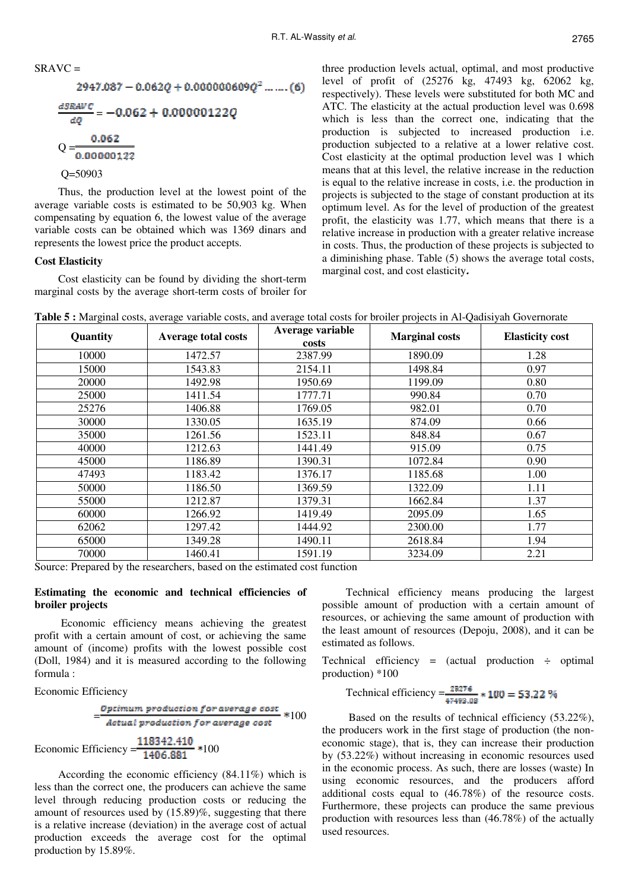SRAVC =

$$2947.087 - 0.062Q + 0.000000609Q^2 \ldots\ldots (6)$$

$$\frac{dSRAVC}{dQ} = -0.062 + 0.00000122Q$$

$$Q = \frac{0.062}{0.00000122}$$

Q=50903

Thus, the production level at the lowest point of the average variable costs is estimated to be 50,903 kg. When compensating by equation 6, the lowest value of the average variable costs can be obtained which was 1369 dinars and represents the lowest price the product accepts.

### Cost Elasticity

Cost elasticity can be found by dividing the short-term marginal costs by the average short-term costs of broiler for three production levels actual, optimal, and most productive level of profit of (25276 kg, 47493 kg, 62062 kg, respectively). These levels were substituted for both MC and ATC. The elasticity at the actual production level was 0.698 which is less than the correct one, indicating that the production is subjected to increased production i.e. production subjected to a relative at a lower relative cost. Cost elasticity at the optimal production level was 1 which means that at this level, the relative increase in the reduction is equal to the relative increase in costs, i.e. the production in projects is subjected to the stage of constant production at its optimum level. As for the level of production of the greatest profit, the elasticity was 1.77, which means that there is a relative increase in production with a greater relative increase in costs. Thus, the production of these projects is subjected to a diminishing phase. Table (5) shows the average total costs, marginal cost, and cost elasticity.

**Table 5 :** Marginal costs, average variable costs, and average total costs for broiler projects in Al-Qadisiyah Governorate

| Quantity | Average total costs | Average variable costs | Marginal costs | Elasticity cost |
|---|---|---|---|---|
| 10000 | 1472.57 | 2387.99 | 1890.09 | 1.28 |
| 15000 | 1543.83 | 2154.11 | 1498.84 | 0.97 |
| 20000 | 1492.98 | 1950.69 | 1199.09 | 0.80 |
| 25000 | 1411.54 | 1777.71 | 990.84 | 0.70 |
| 25276 | 1406.88 | 1769.05 | 982.01 | 0.70 |
| 30000 | 1330.05 | 1635.19 | 874.09 | 0.66 |
| 35000 | 1261.56 | 1523.11 | 848.84 | 0.67 |
| 40000 | 1212.63 | 1441.49 | 915.09 | 0.75 |
| 45000 | 1186.89 | 1390.31 | 1072.84 | 0.90 |
| 47493 | 1183.42 | 1376.17 | 1185.68 | 1.00 |
| 50000 | 1186.50 | 1369.59 | 1322.09 | 1.11 |
| 55000 | 1212.87 | 1379.31 | 1662.84 | 1.37 |
| 60000 | 1266.92 | 1419.49 | 2095.09 | 1.65 |
| 62062 | 1297.42 | 1444.92 | 2300.00 | 1.77 |
| 65000 | 1349.28 | 1490.11 | 2618.84 | 1.94 |
| 70000 | 1460.41 | 1591.19 | 3234.09 | 2.21 |

Source: Prepared by the researchers, based on the estimated cost function

### Estimating the economic and technical efficiencies of broiler projects

Economic efficiency means achieving the greatest profit with a certain amount of cost, or achieving the same amount of (income) profits with the lowest possible cost (Doll, 1984) and it is measured according to the following formula :

Economic Efficiency

$$= \frac{\text{Optimum production for average cost}}{\text{Actual production for average cost}} * 100$$

Economic Efficiency $= \frac{118342.410}{1406.881} * 100$

According the economic efficiency (84.11%) which is less than the correct one, the producers can achieve the same level through reducing production costs or reducing the amount of resources used by (15.89)%, suggesting that there is a relative increase (deviation) in the average cost of actual production exceeds the average cost for the optimal production by 15.89%.

Technical efficiency means producing the largest possible amount of production with a certain amount of resources, or achieving the same amount of production with the least amount of resources (Depoju, 2008), and it can be estimated as follows.

Technical efficiency = (actual production ÷ optimal production) *100

Technical efficiency $= \frac{25276}{47493.08} * 100 = 53.22\ \%$

Based on the results of technical efficiency (53.22%), the producers work in the first stage of production (the non-economic stage), that is, they can increase their production by (53.22%) without increasing in economic resources used in the economic process. As such, there are losses (waste) In using economic resources, and the producers afford additional costs equal to (46.78%) of the resource costs. Furthermore, these projects can produce the same previous production with resources less than (46.78%) of the actually used resources.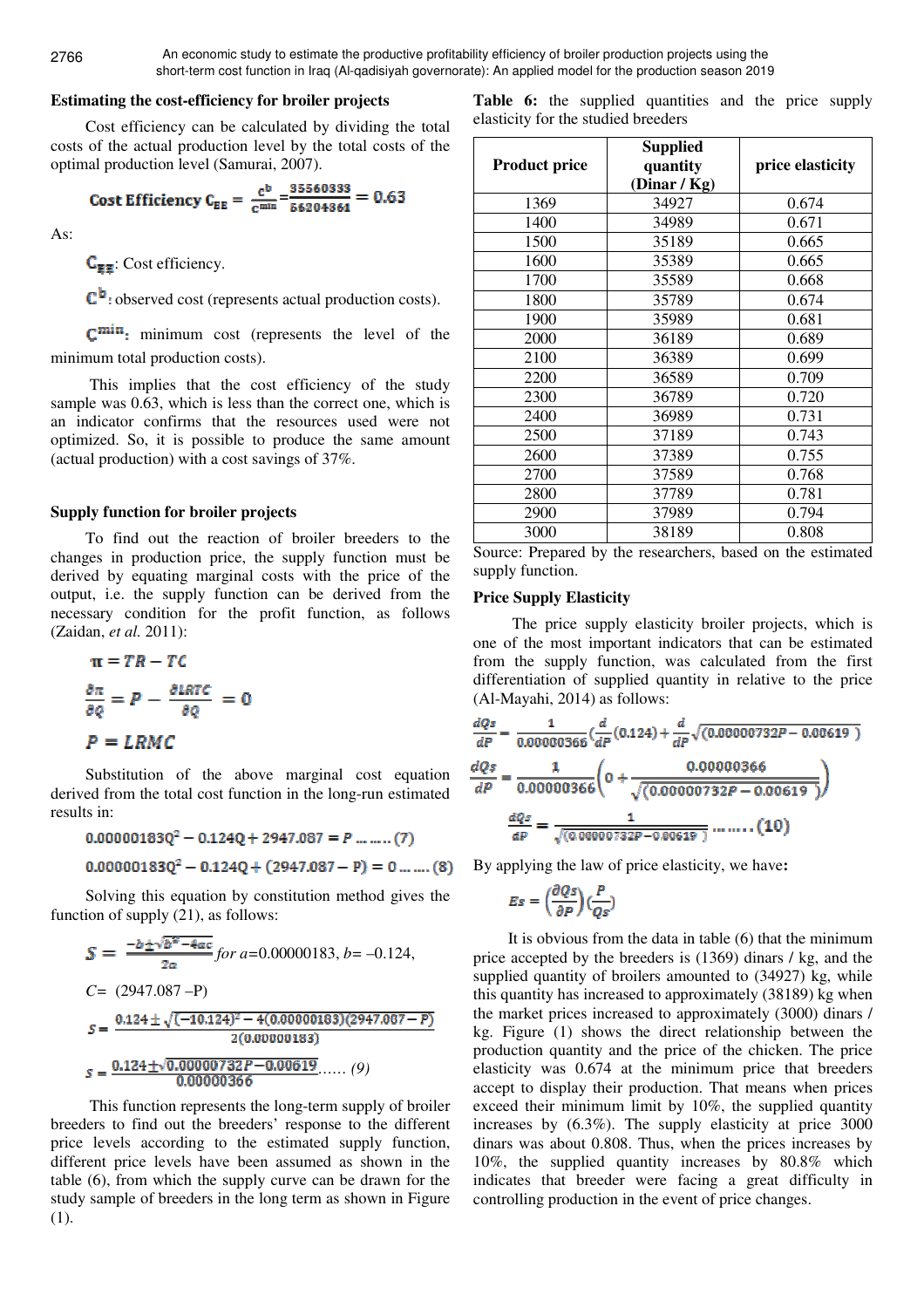### Estimating the cost-efficiency for broiler projects

Cost efficiency can be calculated by dividing the total costs of the actual production level by the total costs of the optimal production level (Samurai, 2007).

$$\textbf{Cost Efficiency } C_{EE} = \frac{c^b}{c^{min}} = \frac{35560333}{56204361} = 0.63$$

As:

$C_{EE}$: Cost efficiency.

$C^b$: observed cost (represents actual production costs).

$C^{min}$: minimum cost (represents the level of the minimum total production costs).

This implies that the cost efficiency of the study sample was 0.63, which is less than the correct one, which is an indicator confirms that the resources used were not optimized. So, it is possible to produce the same amount (actual production) with a cost savings of 37%.

### Supply function for broiler projects

To find out the reaction of broiler breeders to the changes in production price, the supply function must be derived by equating marginal costs with the price of the output, i.e. the supply function can be derived from the necessary condition for the profit function, as follows (Zaidan, *et al.* 2011):

$$\pi = TR - TC$$

$$\frac{\partial \pi}{\partial Q} = P - \frac{\partial LRTC}{\partial Q} = 0$$

$$P = LRMC$$

Substitution of the above marginal cost equation derived from the total cost function in the long-run estimated results in:

$$0.00000183Q^2 - 0.124Q + 2947.087 = P \;\ldots\ldots (7)$$

$$0.00000183Q^2 - 0.124Q + (2947.087 - P) = 0 \;\ldots\ldots (8)$$

Solving this equation by constitution method gives the function of supply (21), as follows:

$$S = \frac{-b \pm \sqrt{b^2 - 4ac}}{2a} \textit{ for } a = 0.00000183,\ b = -0.124,$$

$C = (2947.087 - P)$

$$S = \frac{0.124 \pm \sqrt{(-10.124)^2 - 4(0.00000183)(2947.087 - P)}}{2(0.00000183)}$$

$$S = \frac{0.124 \pm \sqrt{0.00000732P - 0.00619}}{0.00000366} \;\ldots\ldots (9)$$

This function represents the long-term supply of broiler breeders to find out the breeders' response to the different price levels according to the estimated supply function, different price levels have been assumed as shown in the table (6), from which the supply curve can be drawn for the study sample of breeders in the long term as shown in Figure (1).

**Table 6:** the supplied quantities and the price supply elasticity for the studied breeders

| Product price | Supplied quantity (Dinar / Kg) | price elasticity |
|---|---|---|
| 1369 | 34927 | 0.674 |
| 1400 | 34989 | 0.671 |
| 1500 | 35189 | 0.665 |
| 1600 | 35389 | 0.665 |
| 1700 | 35589 | 0.668 |
| 1800 | 35789 | 0.674 |
| 1900 | 35989 | 0.681 |
| 2000 | 36189 | 0.689 |
| 2100 | 36389 | 0.699 |
| 2200 | 36589 | 0.709 |
| 2300 | 36789 | 0.720 |
| 2400 | 36989 | 0.731 |
| 2500 | 37189 | 0.743 |
| 2600 | 37389 | 0.755 |
| 2700 | 37589 | 0.768 |
| 2800 | 37789 | 0.781 |
| 2900 | 37989 | 0.794 |
| 3000 | 38189 | 0.808 |

Source: Prepared by the researchers, based on the estimated supply function.

### Price Supply Elasticity

The price supply elasticity broiler projects, which is one of the most important indicators that can be estimated from the supply function, was calculated from the first differentiation of supplied quantity in relative to the price (Al-Mayahi, 2014) as follows:

$$\frac{dQs}{dP} = \frac{1}{0.00000366}\left(\frac{d}{dP}(0.124) + \frac{d}{dP}\sqrt{(0.00000732P - 0.00619)}\right)$$

$$\frac{dQs}{dP} = \frac{1}{0.00000366}\left(0 + \frac{0.00000366}{\sqrt{(0.00000732P - 0.00619)}}\right)$$

$$\frac{dQs}{dP} = \frac{1}{\sqrt{(0.00000732P - 0.00619)}} \;\ldots\ldots (10)$$

By applying the law of price elasticity, we have**:**

$$Es = \left(\frac{\partial Qs}{\partial P}\right)\left(\frac{P}{Qs}\right)$$

It is obvious from the data in table (6) that the minimum price accepted by the breeders is (1369) dinars / kg, and the supplied quantity of broilers amounted to (34927) kg, while this quantity has increased to approximately (38189) kg when the market prices increased to approximately (3000) dinars / kg. Figure (1) shows the direct relationship between the production quantity and the price of the chicken. The price elasticity was 0.674 at the minimum price that breeders accept to display their production. That means when prices exceed their minimum limit by 10%, the supplied quantity increases by (6.3%). The supply elasticity at price 3000 dinars was about 0.808. Thus, when the prices increases by 10%, the supplied quantity increases by 80.8% which indicates that breeder were facing a great difficulty in controlling production in the event of price changes.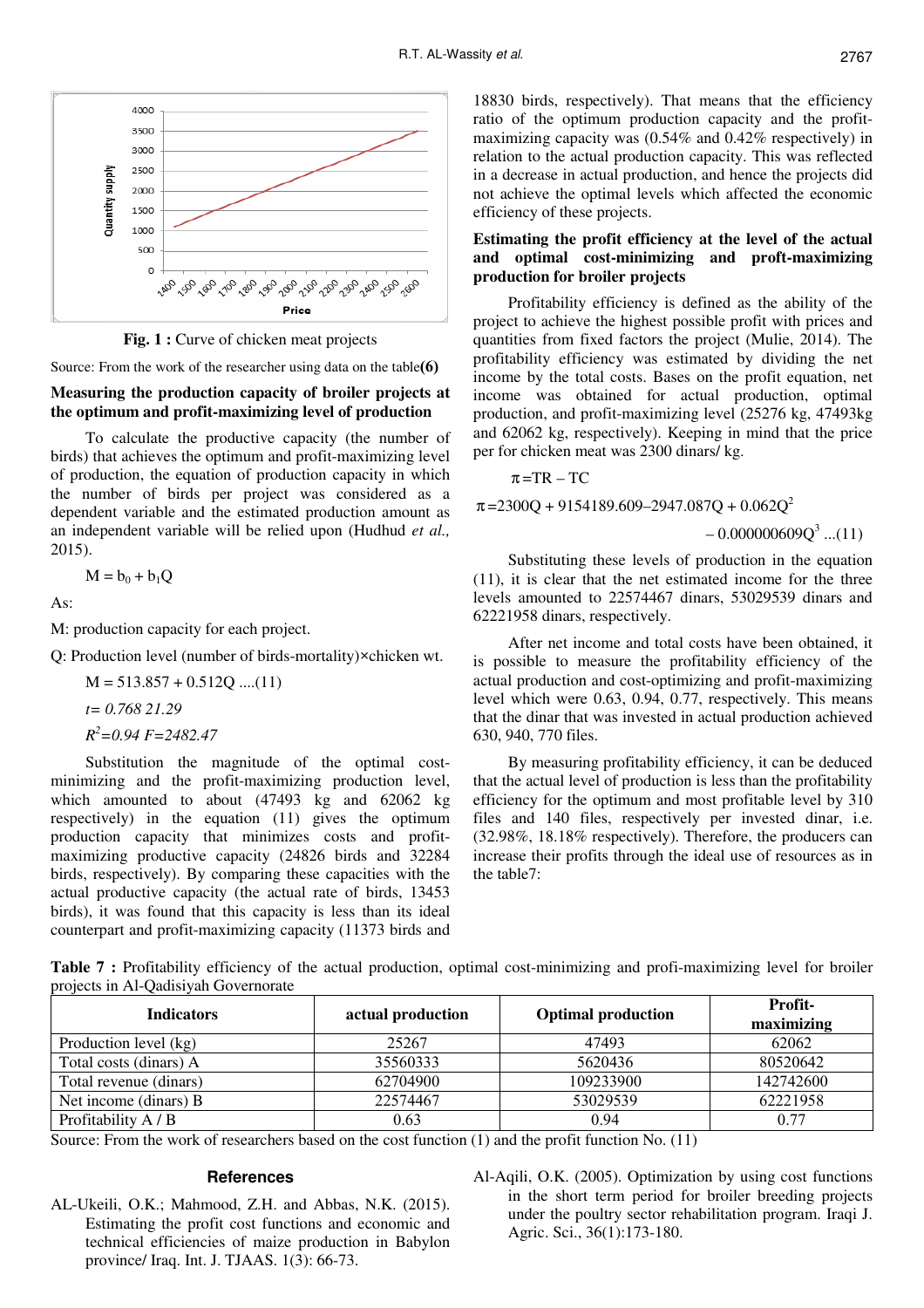Fig. 1 : Curve of chicken meat projects

Source: From the work of the researcher using data on the table**(6)**

**Measuring the production capacity of broiler projects at the optimum and profit-maximizing level of production**

To calculate the productive capacity (the number of birds) that achieves the optimum and profit-maximizing level of production, the equation of production capacity in which the number of birds per project was considered as a dependent variable and the estimated production amount as an independent variable will be relied upon (Hudhud *et al.,* 2015).

$$M = b_0 + b_1Q$$

As:

M: production capacity for each project.

Q: Production level (number of birds-mortality)×chicken wt.

$$M = 513.857 + 0.512Q \quad ....(11)$$

*t= 0.768 21.29*

*$R^2$=0.94 F=2482.47*

Substitution the magnitude of the optimal cost-minimizing and the profit-maximizing production level, which amounted to about (47493 kg and 62062 kg respectively) in the equation (11) gives the optimum production capacity that minimizes costs and profit-maximizing productive capacity (24826 birds and 32284 birds, respectively). By comparing these capacities with the actual productive capacity (the actual rate of birds, 13453 birds), it was found that this capacity is less than its ideal counterpart and profit-maximizing capacity (11373 birds and 18830 birds, respectively). That means that the efficiency ratio of the optimum production capacity and the profit-maximizing capacity was (0.54% and 0.42% respectively) in relation to the actual production capacity. This was reflected in a decrease in actual production, and hence the projects did not achieve the optimal levels which affected the economic efficiency of these projects.

**Estimating the profit efficiency at the level of the actual and optimal cost-minimizing and profit-maximizing production for broiler projects**

Profitability efficiency is defined as the ability of the project to achieve the highest possible profit with prices and quantities from fixed factors the project (Mulie, 2014). The profitability efficiency was estimated by dividing the net income by the total costs. Bases on the profit equation, net income was obtained for actual production, optimal production, and profit-maximizing level (25276 kg, 47493kg and 62062 kg, respectively). Keeping in mind that the price per for chicken meat was 2300 dinars/ kg.

$$\pi = TR - TC$$

$$\pi = 2300Q + 9154189.609 - 2947.087Q + 0.062Q^2 - 0.000000609Q^3 \quad ...(11)$$

Substituting these levels of production in the equation (11), it is clear that the net estimated income for the three levels amounted to 22574467 dinars, 53029539 dinars and 62221958 dinars, respectively.

After net income and total costs have been obtained, it is possible to measure the profitability efficiency of the actual production and cost-optimizing and profit-maximizing level which were 0.63, 0.94, 0.77, respectively. This means that the dinar that was invested in actual production achieved 630, 940, 770 files.

By measuring profitability efficiency, it can be deduced that the actual level of production is less than the profitability efficiency for the optimum and most profitable level by 310 files and 140 files, respectively per invested dinar, i.e. (32.98%, 18.18% respectively). Therefore, the producers can increase their profits through the ideal use of resources as in the table7:

**Table 7 :** Profitability efficiency of the actual production, optimal cost-minimizing and profi-maximizing level for broiler projects in Al-Qadisiyah Governorate

| Indicators | actual production | Optimal production | Profit-maximizing |
|---|---|---|---|
| Production level (kg) | 25267 | 47493 | 62062 |
| Total costs (dinars) A | 35560333 | 5620436 | 80520642 |
| Total revenue (dinars) | 62704900 | 109233900 | 142742600 |
| Net income (dinars) B | 22574467 | 53029539 | 62221958 |
| Profitability A / B | 0.63 | 0.94 | 0.77 |

Source: From the work of researchers based on the cost function (1) and the profit function No. (11)

## References

AL-Ukeili, O.K.; Mahmood, Z.H. and Abbas, N.K. (2015). Estimating the profit cost functions and economic and technical efficiencies of maize production in Babylon province/ Iraq. Int. J. TJAAS. 1(3): 66-73.

Al-Aqili, O.K. (2005). Optimization by using cost functions in the short term period for broiler breeding projects under the poultry sector rehabilitation program. Iraqi J. Agric. Sci., 36(1):173-180.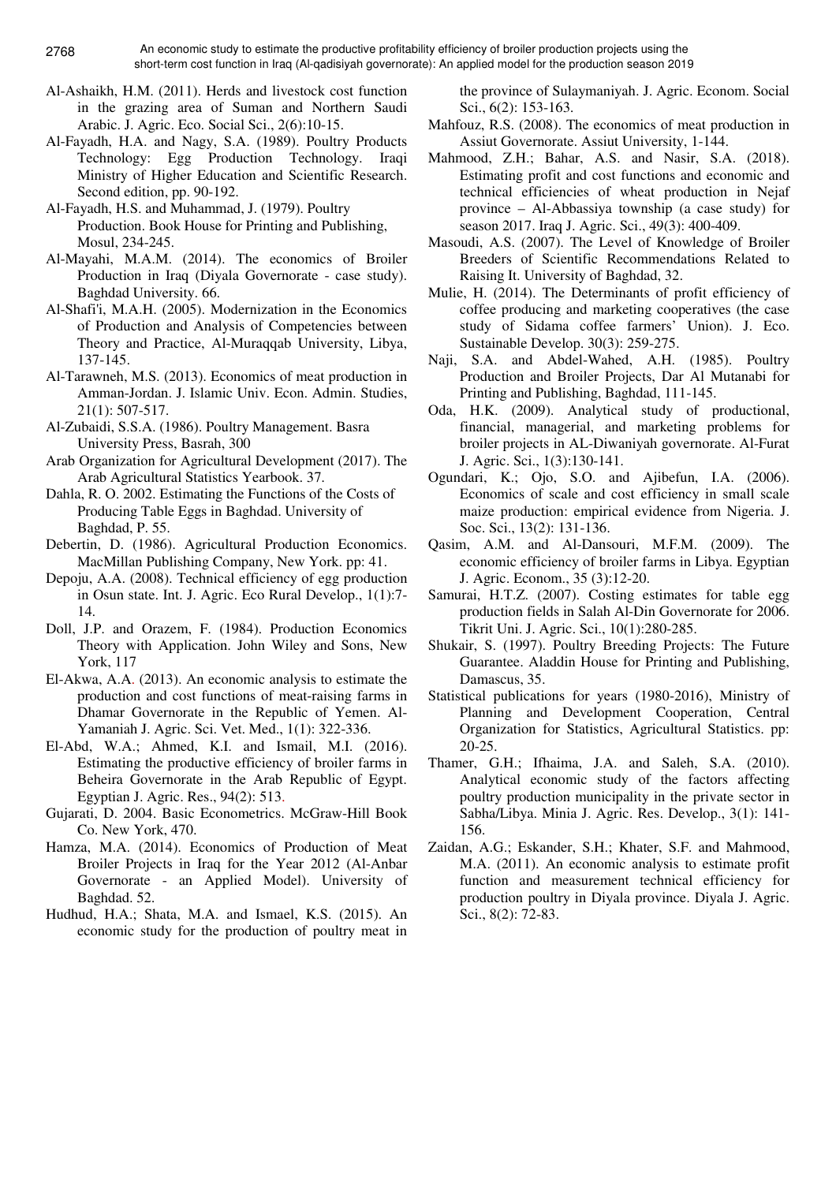Al-Ashaikh, H.M. (2011). Herds and livestock cost function in the grazing area of Suman and Northern Saudi Arabic. J. Agric. Eco. Social Sci., 2(6):10-15.

Al-Fayadh, H.A. and Nagy, S.A. (1989). Poultry Products Technology: Egg Production Technology. Iraqi Ministry of Higher Education and Scientific Research. Second edition, pp. 90-192.

Al-Fayadh, H.S. and Muhammad, J. (1979). Poultry Production. Book House for Printing and Publishing, Mosul, 234-245.

Al-Mayahi, M.A.M. (2014). The economics of Broiler Production in Iraq (Diyala Governorate - case study). Baghdad University. 66.

Al-Shafi'i, M.A.H. (2005). Modernization in the Economics of Production and Analysis of Competencies between Theory and Practice, Al-Muraqqab University, Libya, 137-145.

Al-Tarawneh, M.S. (2013). Economics of meat production in Amman-Jordan. J. Islamic Univ. Econ. Admin. Studies, 21(1): 507-517.

Al-Zubaidi, S.S.A. (1986). Poultry Management. Basra University Press, Basrah, 300

Arab Organization for Agricultural Development (2017). The Arab Agricultural Statistics Yearbook. 37.

Dahla, R. O. 2002. Estimating the Functions of the Costs of Producing Table Eggs in Baghdad. University of Baghdad, P. 55.

Debertin, D. (1986). Agricultural Production Economics. MacMillan Publishing Company, New York. pp: 41.

Depoju, A.A. (2008). Technical efficiency of egg production in Osun state. Int. J. Agric. Eco Rural Develop., 1(1):7-14.

Doll, J.P. and Orazem, F. (1984). Production Economics Theory with Application. John Wiley and Sons, New York, 117

El-Akwa, A.A. (2013). An economic analysis to estimate the production and cost functions of meat-raising farms in Dhamar Governorate in the Republic of Yemen. Al-Yamaniah J. Agric. Sci. Vet. Med., 1(1): 322-336.

El-Abd, W.A.; Ahmed, K.I. and Ismail, M.I. (2016). Estimating the productive efficiency of broiler farms in Beheira Governorate in the Arab Republic of Egypt. Egyptian J. Agric. Res., 94(2): 513.

Gujarati, D. 2004. Basic Econometrics. McGraw-Hill Book Co. New York, 470.

Hamza, M.A. (2014). Economics of Production of Meat Broiler Projects in Iraq for the Year 2012 (Al-Anbar Governorate - an Applied Model). University of Baghdad. 52.

Hudhud, H.A.; Shata, M.A. and Ismael, K.S. (2015). An economic study for the production of poultry meat in the province of Sulaymaniyah. J. Agric. Econom. Social Sci., 6(2): 153-163.

Mahfouz, R.S. (2008). The economics of meat production in Assiut Governorate. Assiut University, 1-144.

Mahmood, Z.H.; Bahar, A.S. and Nasir, S.A. (2018). Estimating profit and cost functions and economic and technical efficiencies of wheat production in Nejaf province – Al-Abbassiya township (a case study) for season 2017. Iraq J. Agric. Sci., 49(3): 400-409.

Masoudi, A.S. (2007). The Level of Knowledge of Broiler Breeders of Scientific Recommendations Related to Raising It. University of Baghdad, 32.

Mulie, H. (2014). The Determinants of profit efficiency of coffee producing and marketing cooperatives (the case study of Sidama coffee farmers' Union). J. Eco. Sustainable Develop. 30(3): 259-275.

Naji, S.A. and Abdel-Wahed, A.H. (1985). Poultry Production and Broiler Projects, Dar Al Mutanabi for Printing and Publishing, Baghdad, 111-145.

Oda, H.K. (2009). Analytical study of productional, financial, managerial, and marketing problems for broiler projects in AL-Diwaniyah governorate. Al-Furat J. Agric. Sci., 1(3):130-141.

Ogundari, K.; Ojo, S.O. and Ajibefun, I.A. (2006). Economics of scale and cost efficiency in small scale maize production: empirical evidence from Nigeria. J. Soc. Sci., 13(2): 131-136.

Qasim, A.M. and Al-Dansouri, M.F.M. (2009). The economic efficiency of broiler farms in Libya. Egyptian J. Agric. Econom., 35 (3):12-20.

Samurai, H.T.Z. (2007). Costing estimates for table egg production fields in Salah Al-Din Governorate for 2006. Tikrit Uni. J. Agric. Sci., 10(1):280-285.

Shukair, S. (1997). Poultry Breeding Projects: The Future Guarantee. Aladdin House for Printing and Publishing, Damascus, 35.

Statistical publications for years (1980-2016), Ministry of Planning and Development Cooperation, Central Organization for Statistics, Agricultural Statistics. pp: 20-25.

Thamer, G.H.; Ifhaima, J.A. and Saleh, S.A. (2010). Analytical economic study of the factors affecting poultry production municipality in the private sector in Sabha/Libya. Minia J. Agric. Res. Develop., 3(1): 141-156.

Zaidan, A.G.; Eskander, S.H.; Khater, S.F. and Mahmood, M.A. (2011). An economic analysis to estimate profit function and measurement technical efficiency for production poultry in Diyala province. Diyala J. Agric. Sci., 8(2): 72-83.